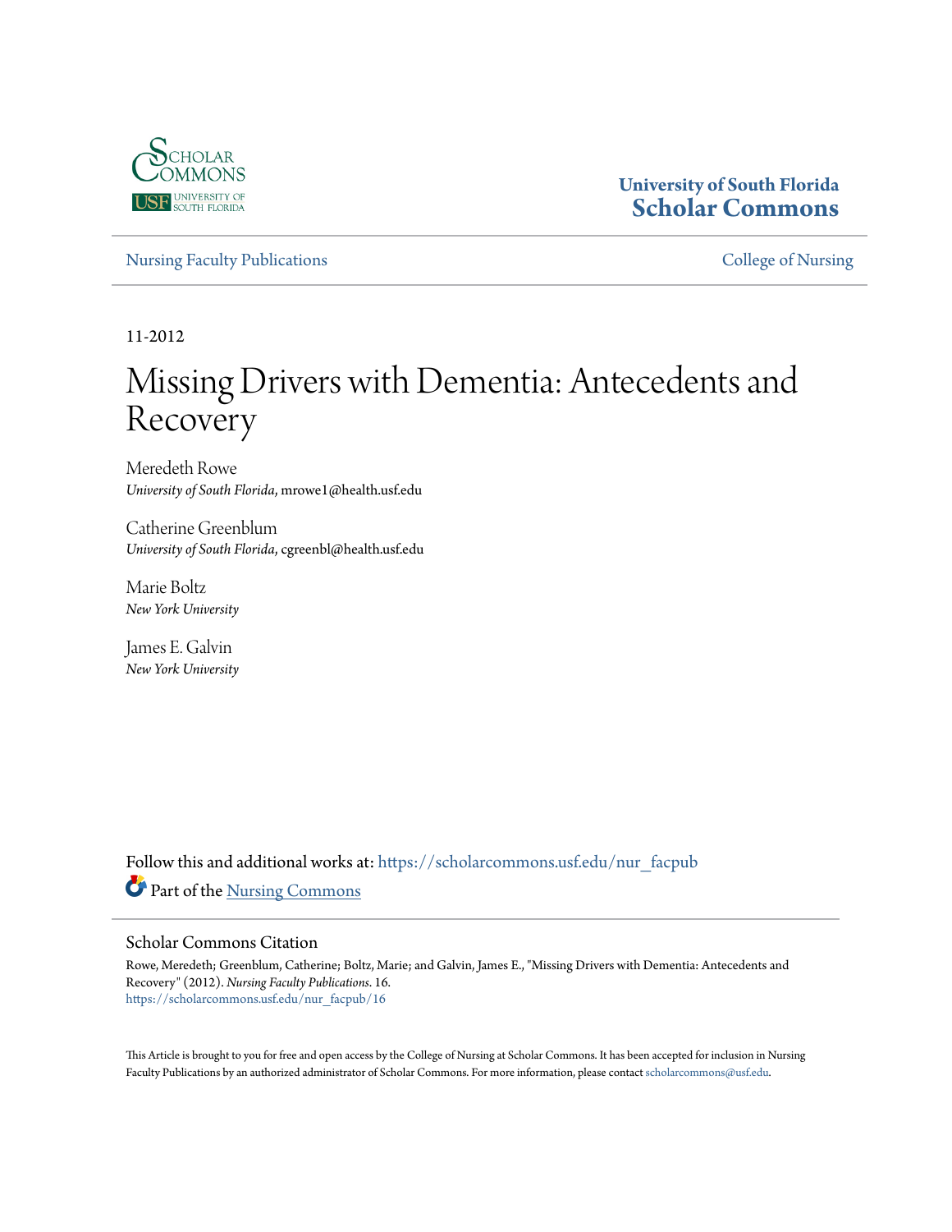University of South Florida
**Scholar Commons**

Nursing Faculty Publications | College of Nursing

11-2012

# Missing Drivers with Dementia: Antecedents and Recovery

Meredeth Rowe
*University of South Florida*, mrowe1@health.usf.edu

Catherine Greenblum
*University of South Florida*, cgreenbl@health.usf.edu

Marie Boltz
*New York University*

James E. Galvin
*New York University*

Follow this and additional works at: https://scholarcommons.usf.edu/nur_facpub

Part of the Nursing Commons

## Scholar Commons Citation

Rowe, Meredeth; Greenblum, Catherine; Boltz, Marie; and Galvin, James E., "Missing Drivers with Dementia: Antecedents and Recovery" (2012). *Nursing Faculty Publications*. 16.
https://scholarcommons.usf.edu/nur_facpub/16

This Article is brought to you for free and open access by the College of Nursing at Scholar Commons. It has been accepted for inclusion in Nursing Faculty Publications by an authorized administrator of Scholar Commons. For more information, please contact scholarcommons@usf.edu.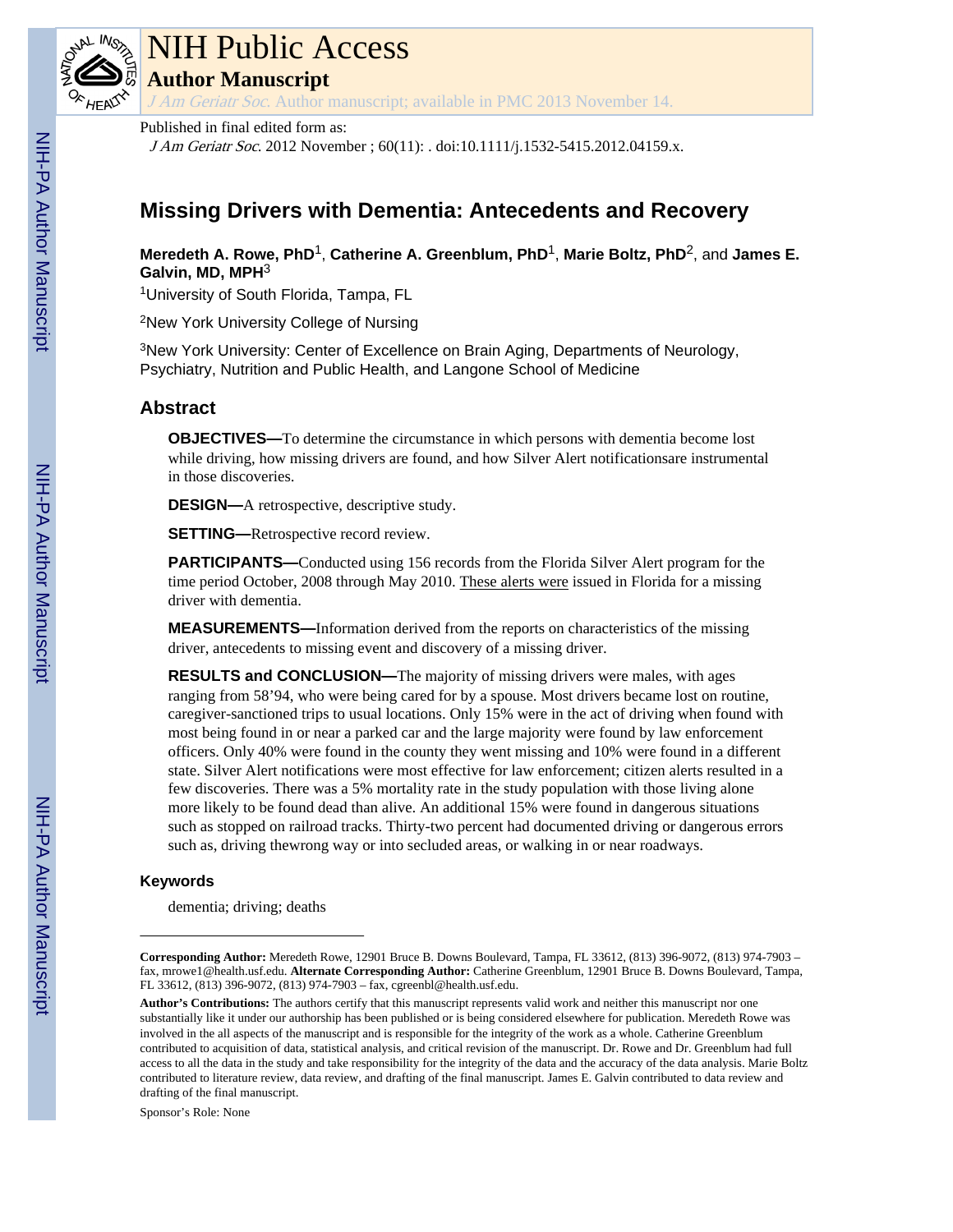# Missing Drivers with Dementia: Antecedents and Recovery

**Meredeth A. Rowe, PhD**[1], **Catherine A. Greenblum, PhD**[1], **Marie Boltz, PhD**[2], and **James E. Galvin, MD, MPH**[3]

[1]University of South Florida, Tampa, FL

[2]New York University College of Nursing

[3]New York University: Center of Excellence on Brain Aging, Departments of Neurology, Psychiatry, Nutrition and Public Health, and Langone School of Medicine

## Abstract

**OBJECTIVES—**To determine the circumstance in which persons with dementia become lost while driving, how missing drivers are found, and how Silver Alert notificationsare instrumental in those discoveries.

**DESIGN—**A retrospective, descriptive study.

**SETTING—**Retrospective record review.

**PARTICIPANTS—**Conducted using 156 records from the Florida Silver Alert program for the time period October, 2008 through May 2010. These alerts were issued in Florida for a missing driver with dementia.

**MEASUREMENTS—**Information derived from the reports on characteristics of the missing driver, antecedents to missing event and discovery of a missing driver.

**RESULTS and CONCLUSION—**The majority of missing drivers were males, with ages ranging from 58'94, who were being cared for by a spouse. Most drivers became lost on routine, caregiver-sanctioned trips to usual locations. Only 15% were in the act of driving when found with most being found in or near a parked car and the large majority were found by law enforcement officers. Only 40% were found in the county they went missing and 10% were found in a different state. Silver Alert notifications were most effective for law enforcement; citizen alerts resulted in a few discoveries. There was a 5% mortality rate in the study population with those living alone more likely to be found dead than alive. An additional 15% were found in dangerous situations such as stopped on railroad tracks. Thirty-two percent had documented driving or dangerous errors such as, driving thewrong way or into secluded areas, or walking in or near roadways.

### Keywords

dementia; driving; deaths

---

**Corresponding Author:** Meredeth Rowe, 12901 Bruce B. Downs Boulevard, Tampa, FL 33612, (813) 396-9072, (813) 974-7903 – fax, mrowe1@health.usf.edu. **Alternate Corresponding Author:** Catherine Greenblum, 12901 Bruce B. Downs Boulevard, Tampa, FL 33612, (813) 396-9072, (813) 974-7903 – fax, cgreenbl@health.usf.edu.

**Author's Contributions:** The authors certify that this manuscript represents valid work and neither this manuscript nor one substantially like it under our authorship has been published or is being considered elsewhere for publication. Meredeth Rowe was involved in the all aspects of the manuscript and is responsible for the integrity of the work as a whole. Catherine Greenblum contributed to acquisition of data, statistical analysis, and critical revision of the manuscript. Dr. Rowe and Dr. Greenblum had full access to all the data in the study and take responsibility for the integrity of the data and the accuracy of the data analysis. Marie Boltz contributed to literature review, data review, and drafting of the final manuscript. James E. Galvin contributed to data review and drafting of the final manuscript.

Sponsor's Role: None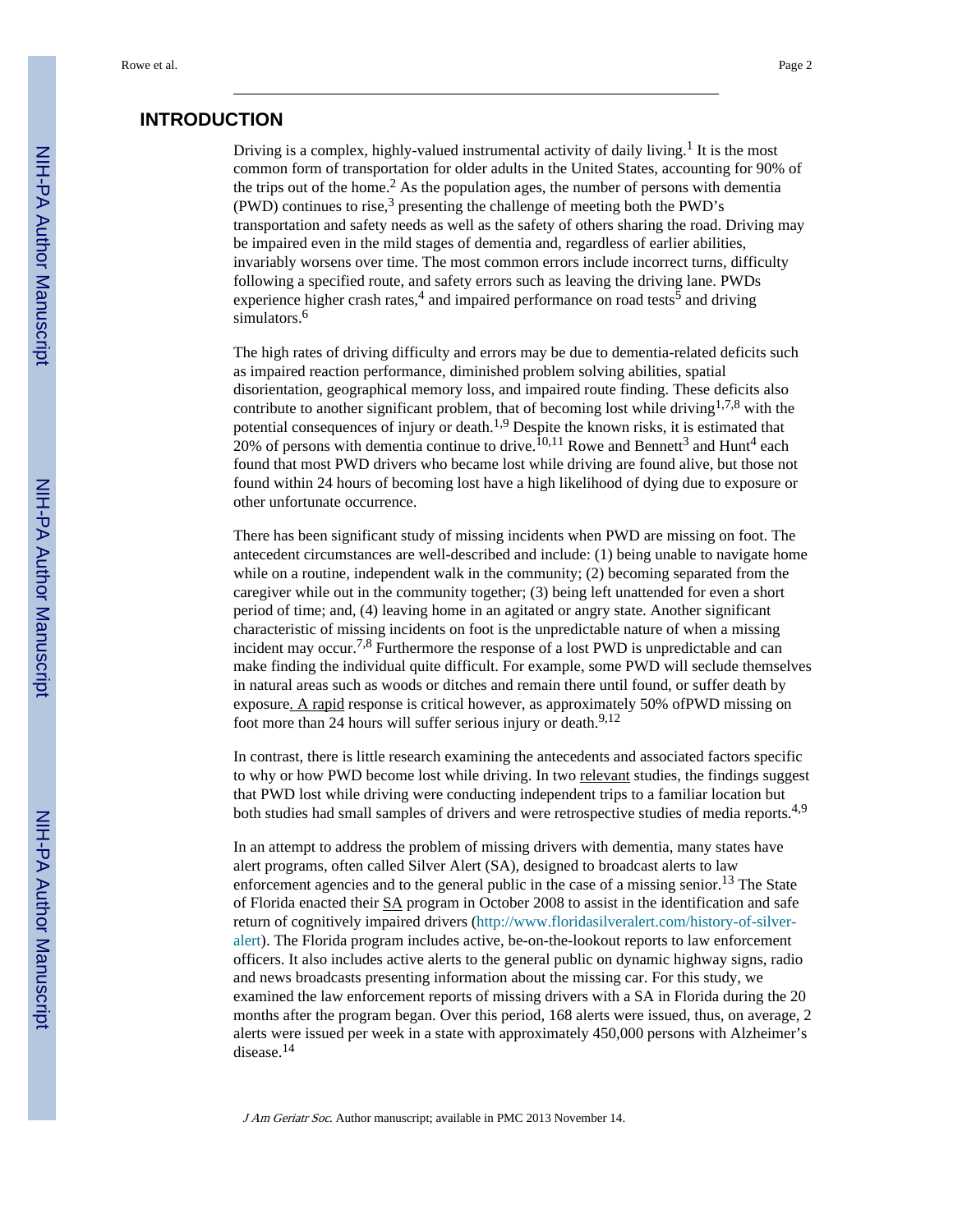## INTRODUCTION

Driving is a complex, highly-valued instrumental activity of daily living.[1] It is the most common form of transportation for older adults in the United States, accounting for 90% of the trips out of the home.[2] As the population ages, the number of persons with dementia (PWD) continues to rise,[3] presenting the challenge of meeting both the PWD's transportation and safety needs as well as the safety of others sharing the road. Driving may be impaired even in the mild stages of dementia and, regardless of earlier abilities, invariably worsens over time. The most common errors include incorrect turns, difficulty following a specified route, and safety errors such as leaving the driving lane. PWDs experience higher crash rates,[4] and impaired performance on road tests[5] and driving simulators.[6]

The high rates of driving difficulty and errors may be due to dementia-related deficits such as impaired reaction performance, diminished problem solving abilities, spatial disorientation, geographical memory loss, and impaired route finding. These deficits also contribute to another significant problem, that of becoming lost while driving[1,7,8] with the potential consequences of injury or death.[1,9] Despite the known risks, it is estimated that 20% of persons with dementia continue to drive.[10,11] Rowe and Bennett[3] and Hunt[4] each found that most PWD drivers who became lost while driving are found alive, but those not found within 24 hours of becoming lost have a high likelihood of dying due to exposure or other unfortunate occurrence.

There has been significant study of missing incidents when PWD are missing on foot. The antecedent circumstances are well-described and include: (1) being unable to navigate home while on a routine, independent walk in the community; (2) becoming separated from the caregiver while out in the community together; (3) being left unattended for even a short period of time; and, (4) leaving home in an agitated or angry state. Another significant characteristic of missing incidents on foot is the unpredictable nature of when a missing incident may occur.[7,8] Furthermore the response of a lost PWD is unpredictable and can make finding the individual quite difficult. For example, some PWD will seclude themselves in natural areas such as woods or ditches and remain there until found, or suffer death by exposure. A rapid response is critical however, as approximately 50% ofPWD missing on foot more than 24 hours will suffer serious injury or death.[9,12]

In contrast, there is little research examining the antecedents and associated factors specific to why or how PWD become lost while driving. In two relevant studies, the findings suggest that PWD lost while driving were conducting independent trips to a familiar location but both studies had small samples of drivers and were retrospective studies of media reports.[4,9]

In an attempt to address the problem of missing drivers with dementia, many states have alert programs, often called Silver Alert (SA), designed to broadcast alerts to law enforcement agencies and to the general public in the case of a missing senior.[13] The State of Florida enacted their SA program in October 2008 to assist in the identification and safe return of cognitively impaired drivers (http://www.floridasilveralert.com/history-of-silver-alert). The Florida program includes active, be-on-the-lookout reports to law enforcement officers. It also includes active alerts to the general public on dynamic highway signs, radio and news broadcasts presenting information about the missing car. For this study, we examined the law enforcement reports of missing drivers with a SA in Florida during the 20 months after the program began. Over this period, 168 alerts were issued, thus, on average, 2 alerts were issued per week in a state with approximately 450,000 persons with Alzheimer's disease.[14]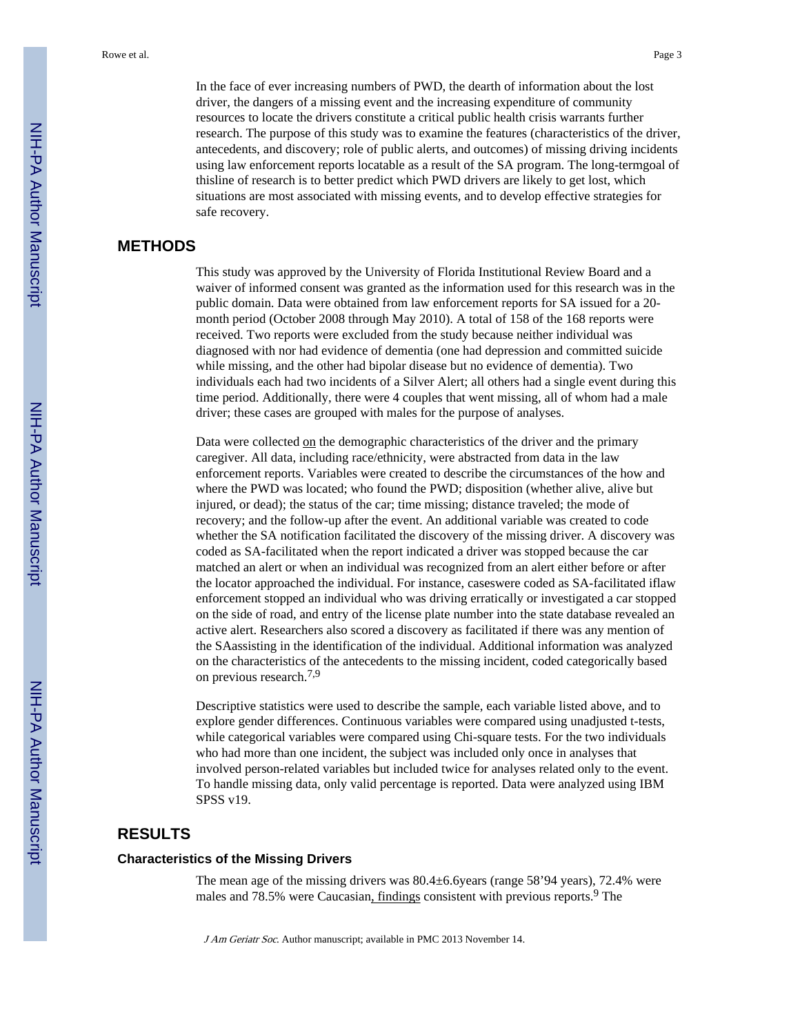In the face of ever increasing numbers of PWD, the dearth of information about the lost driver, the dangers of a missing event and the increasing expenditure of community resources to locate the drivers constitute a critical public health crisis warrants further research. The purpose of this study was to examine the features (characteristics of the driver, antecedents, and discovery; role of public alerts, and outcomes) of missing driving incidents using law enforcement reports locatable as a result of the SA program. The long-termgoal of thisline of research is to better predict which PWD drivers are likely to get lost, which situations are most associated with missing events, and to develop effective strategies for safe recovery.

## METHODS

This study was approved by the University of Florida Institutional Review Board and a waiver of informed consent was granted as the information used for this research was in the public domain. Data were obtained from law enforcement reports for SA issued for a 20-month period (October 2008 through May 2010). A total of 158 of the 168 reports were received. Two reports were excluded from the study because neither individual was diagnosed with nor had evidence of dementia (one had depression and committed suicide while missing, and the other had bipolar disease but no evidence of dementia). Two individuals each had two incidents of a Silver Alert; all others had a single event during this time period. Additionally, there were 4 couples that went missing, all of whom had a male driver; these cases are grouped with males for the purpose of analyses.

Data were collected on the demographic characteristics of the driver and the primary caregiver. All data, including race/ethnicity, were abstracted from data in the law enforcement reports. Variables were created to describe the circumstances of the how and where the PWD was located; who found the PWD; disposition (whether alive, alive but injured, or dead); the status of the car; time missing; distance traveled; the mode of recovery; and the follow-up after the event. An additional variable was created to code whether the SA notification facilitated the discovery of the missing driver. A discovery was coded as SA-facilitated when the report indicated a driver was stopped because the car matched an alert or when an individual was recognized from an alert either before or after the locator approached the individual. For instance, caseswere coded as SA-facilitated iflaw enforcement stopped an individual who was driving erratically or investigated a car stopped on the side of road, and entry of the license plate number into the state database revealed an active alert. Researchers also scored a discovery as facilitated if there was any mention of the SAassisting in the identification of the individual. Additional information was analyzed on the characteristics of the antecedents to the missing incident, coded categorically based on previous research.[7,9]

Descriptive statistics were used to describe the sample, each variable listed above, and to explore gender differences. Continuous variables were compared using unadjusted t-tests, while categorical variables were compared using Chi-square tests. For the two individuals who had more than one incident, the subject was included only once in analyses that involved person-related variables but included twice for analyses related only to the event. To handle missing data, only valid percentage is reported. Data were analyzed using IBM SPSS v19.

## RESULTS

### Characteristics of the Missing Drivers

The mean age of the missing drivers was 80.4±6.6years (range 58’94 years), 72.4% were males and 78.5% were Caucasian, findings consistent with previous reports.[9] The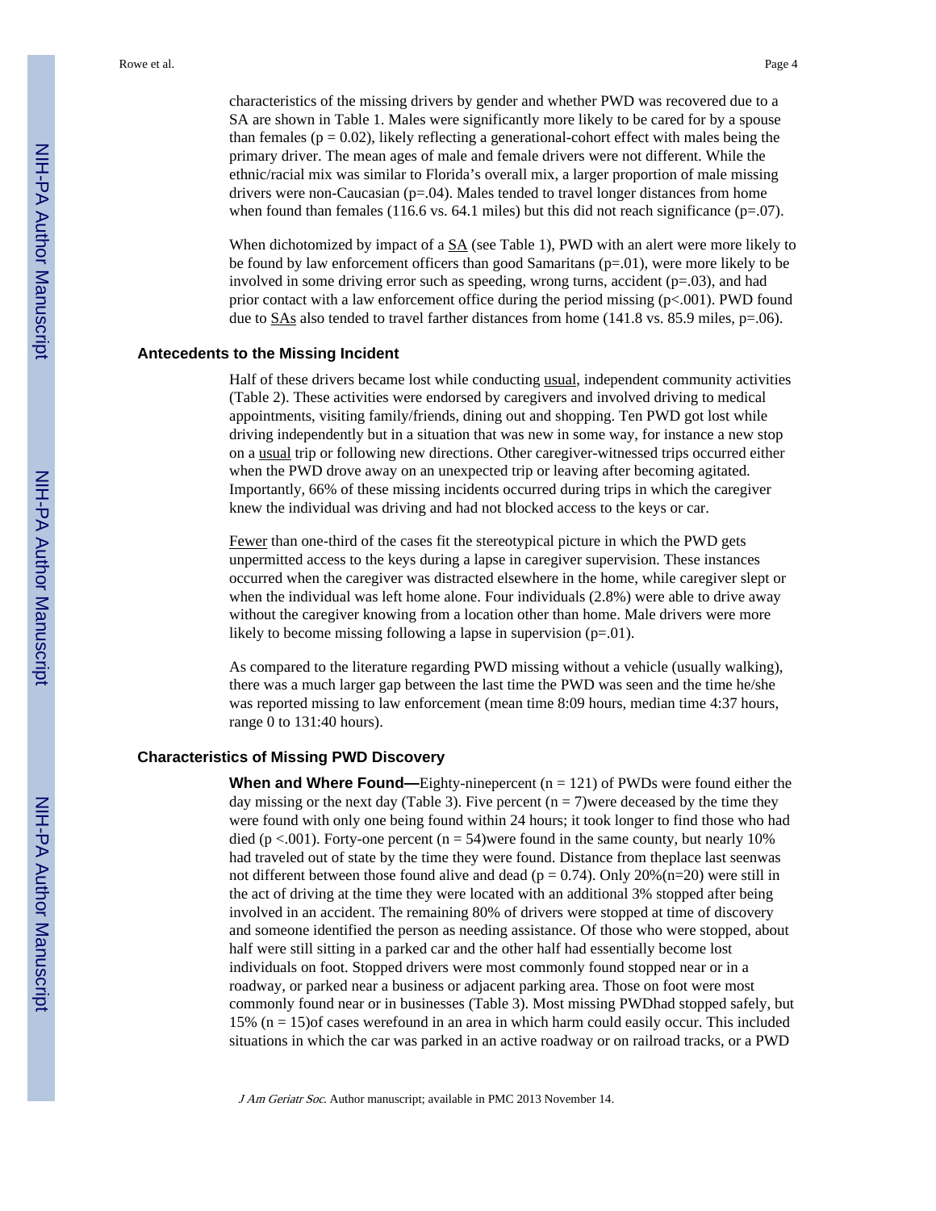characteristics of the missing drivers by gender and whether PWD was recovered due to a SA are shown in Table 1. Males were significantly more likely to be cared for by a spouse than females ($p = 0.02$), likely reflecting a generational-cohort effect with males being the primary driver. The mean ages of male and female drivers were not different. While the ethnic/racial mix was similar to Florida's overall mix, a larger proportion of male missing drivers were non-Caucasian ($p=.04$). Males tended to travel longer distances from home when found than females (116.6 vs. 64.1 miles) but this did not reach significance ($p=.07$).

When dichotomized by impact of a SA (see Table 1), PWD with an alert were more likely to be found by law enforcement officers than good Samaritans ($p=.01$), were more likely to be involved in some driving error such as speeding, wrong turns, accident ($p=.03$), and had prior contact with a law enforcement office during the period missing ($p<.001$). PWD found due to SAs also tended to travel farther distances from home (141.8 vs. 85.9 miles, $p=.06$).

### Antecedents to the Missing Incident

Half of these drivers became lost while conducting usual, independent community activities (Table 2). These activities were endorsed by caregivers and involved driving to medical appointments, visiting family/friends, dining out and shopping. Ten PWD got lost while driving independently but in a situation that was new in some way, for instance a new stop on a usual trip or following new directions. Other caregiver-witnessed trips occurred either when the PWD drove away on an unexpected trip or leaving after becoming agitated. Importantly, 66% of these missing incidents occurred during trips in which the caregiver knew the individual was driving and had not blocked access to the keys or car.

Fewer than one-third of the cases fit the stereotypical picture in which the PWD gets unpermitted access to the keys during a lapse in caregiver supervision. These instances occurred when the caregiver was distracted elsewhere in the home, while caregiver slept or when the individual was left home alone. Four individuals (2.8%) were able to drive away without the caregiver knowing from a location other than home. Male drivers were more likely to become missing following a lapse in supervision ($p=.01$).

As compared to the literature regarding PWD missing without a vehicle (usually walking), there was a much larger gap between the last time the PWD was seen and the time he/she was reported missing to law enforcement (mean time 8:09 hours, median time 4:37 hours, range 0 to 131:40 hours).

### Characteristics of Missing PWD Discovery

**When and Where Found—**Eighty-ninepercent ($n = 121$) of PWDs were found either the day missing or the next day (Table 3). Five percent ($n = 7$)were deceased by the time they were found with only one being found within 24 hours; it took longer to find those who had died ($p <.001$). Forty-one percent ($n = 54$)were found in the same county, but nearly 10% had traveled out of state by the time they were found. Distance from theplace last seenwas not different between those found alive and dead ($p = 0.74$). Only 20%($n=20$) were still in the act of driving at the time they were located with an additional 3% stopped after being involved in an accident. The remaining 80% of drivers were stopped at time of discovery and someone identified the person as needing assistance. Of those who were stopped, about half were still sitting in a parked car and the other half had essentially become lost individuals on foot. Stopped drivers were most commonly found stopped near or in a roadway, or parked near a business or adjacent parking area. Those on foot were most commonly found near or in businesses (Table 3). Most missing PWDhad stopped safely, but 15% ($n = 15$)of cases werefound in an area in which harm could easily occur. This included situations in which the car was parked in an active roadway or on railroad tracks, or a PWD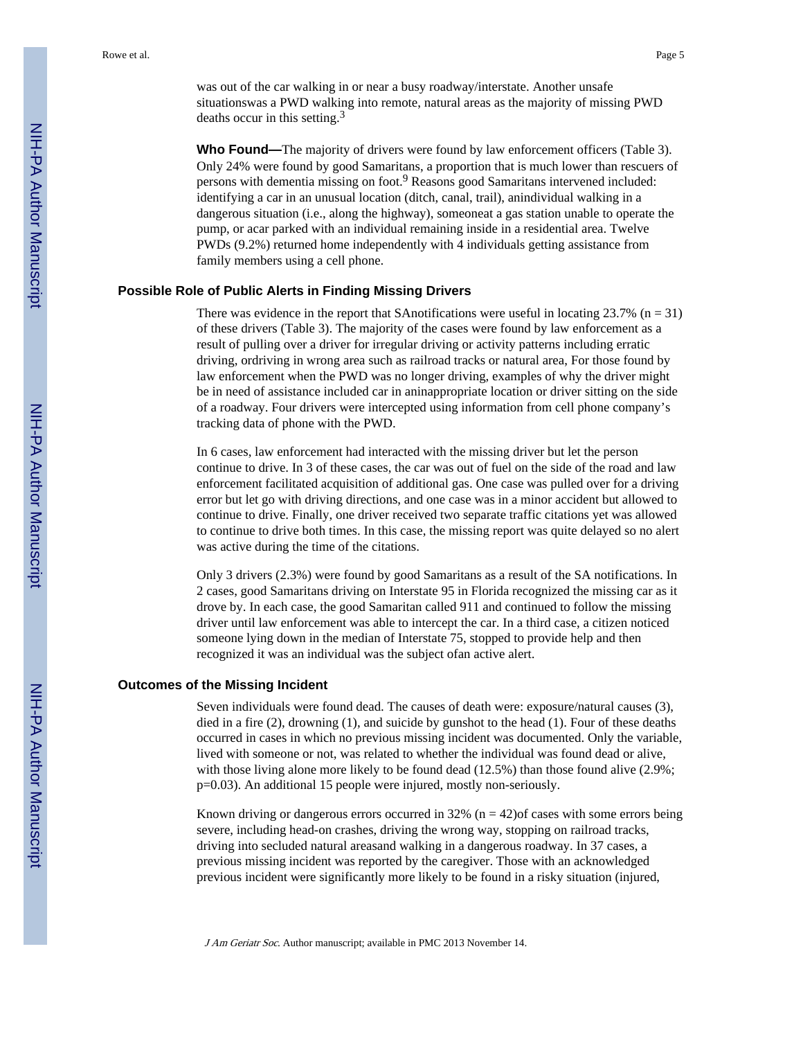was out of the car walking in or near a busy roadway/interstate. Another unsafe situationswas a PWD walking into remote, natural areas as the majority of missing PWD deaths occur in this setting.[3]

**Who Found—**The majority of drivers were found by law enforcement officers (Table 3). Only 24% were found by good Samaritans, a proportion that is much lower than rescuers of persons with dementia missing on foot.[9] Reasons good Samaritans intervened included: identifying a car in an unusual location (ditch, canal, trail), anindividual walking in a dangerous situation (i.e., along the highway), someoneat a gas station unable to operate the pump, or acar parked with an individual remaining inside in a residential area. Twelve PWDs (9.2%) returned home independently with 4 individuals getting assistance from family members using a cell phone.

### Possible Role of Public Alerts in Finding Missing Drivers

There was evidence in the report that SAnotifications were useful in locating 23.7% (n = 31) of these drivers (Table 3). The majority of the cases were found by law enforcement as a result of pulling over a driver for irregular driving or activity patterns including erratic driving, ordriving in wrong area such as railroad tracks or natural area, For those found by law enforcement when the PWD was no longer driving, examples of why the driver might be in need of assistance included car in aninappropriate location or driver sitting on the side of a roadway. Four drivers were intercepted using information from cell phone company's tracking data of phone with the PWD.

In 6 cases, law enforcement had interacted with the missing driver but let the person continue to drive. In 3 of these cases, the car was out of fuel on the side of the road and law enforcement facilitated acquisition of additional gas. One case was pulled over for a driving error but let go with driving directions, and one case was in a minor accident but allowed to continue to drive. Finally, one driver received two separate traffic citations yet was allowed to continue to drive both times. In this case, the missing report was quite delayed so no alert was active during the time of the citations.

Only 3 drivers (2.3%) were found by good Samaritans as a result of the SA notifications. In 2 cases, good Samaritans driving on Interstate 95 in Florida recognized the missing car as it drove by. In each case, the good Samaritan called 911 and continued to follow the missing driver until law enforcement was able to intercept the car. In a third case, a citizen noticed someone lying down in the median of Interstate 75, stopped to provide help and then recognized it was an individual was the subject ofan active alert.

### Outcomes of the Missing Incident

Seven individuals were found dead. The causes of death were: exposure/natural causes (3), died in a fire (2), drowning (1), and suicide by gunshot to the head (1). Four of these deaths occurred in cases in which no previous missing incident was documented. Only the variable, lived with someone or not, was related to whether the individual was found dead or alive, with those living alone more likely to be found dead (12.5%) than those found alive (2.9%; p=0.03). An additional 15 people were injured, mostly non-seriously.

Known driving or dangerous errors occurred in 32% (n = 42)of cases with some errors being severe, including head-on crashes, driving the wrong way, stopping on railroad tracks, driving into secluded natural areasand walking in a dangerous roadway. In 37 cases, a previous missing incident was reported by the caregiver. Those with an acknowledged previous incident were significantly more likely to be found in a risky situation (injured,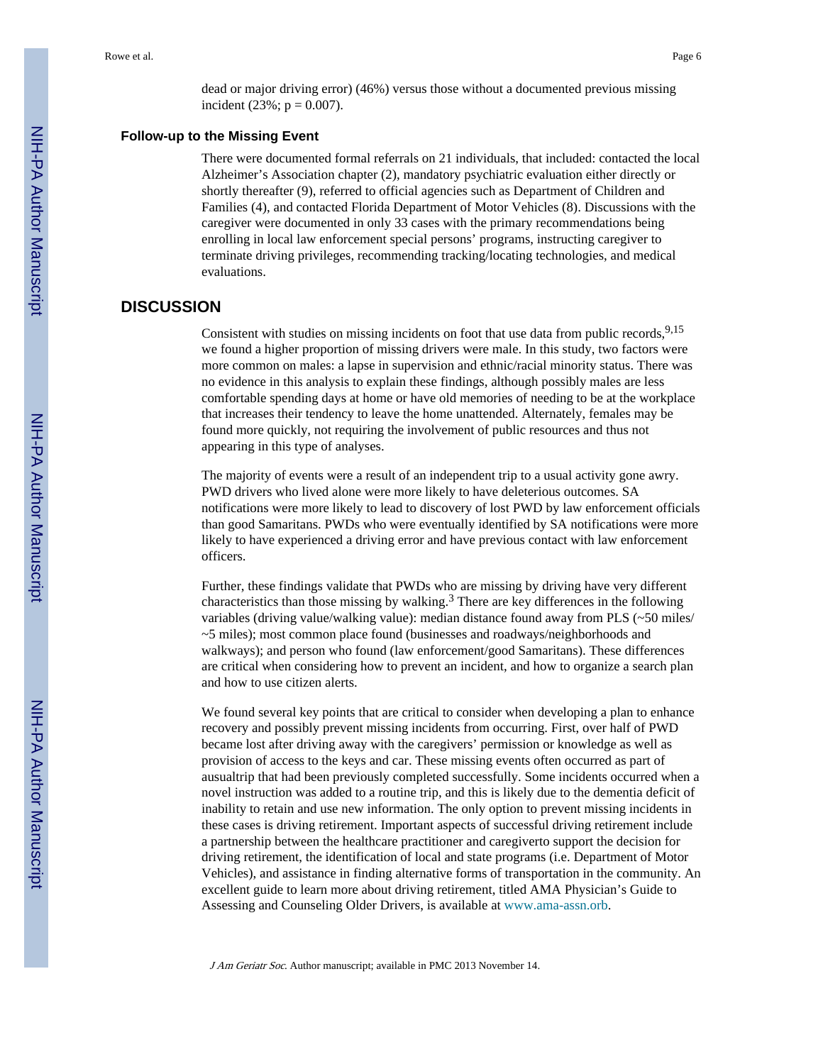dead or major driving error) (46%) versus those without a documented previous missing incident (23%; $p = 0.007$).

### Follow-up to the Missing Event

There were documented formal referrals on 21 individuals, that included: contacted the local Alzheimer's Association chapter (2), mandatory psychiatric evaluation either directly or shortly thereafter (9), referred to official agencies such as Department of Children and Families (4), and contacted Florida Department of Motor Vehicles (8). Discussions with the caregiver were documented in only 33 cases with the primary recommendations being enrolling in local law enforcement special persons' programs, instructing caregiver to terminate driving privileges, recommending tracking/locating technologies, and medical evaluations.

## DISCUSSION

Consistent with studies on missing incidents on foot that use data from public records,[9,15] we found a higher proportion of missing drivers were male. In this study, two factors were more common on males: a lapse in supervision and ethnic/racial minority status. There was no evidence in this analysis to explain these findings, although possibly males are less comfortable spending days at home or have old memories of needing to be at the workplace that increases their tendency to leave the home unattended. Alternately, females may be found more quickly, not requiring the involvement of public resources and thus not appearing in this type of analyses.

The majority of events were a result of an independent trip to a usual activity gone awry. PWD drivers who lived alone were more likely to have deleterious outcomes. SA notifications were more likely to lead to discovery of lost PWD by law enforcement officials than good Samaritans. PWDs who were eventually identified by SA notifications were more likely to have experienced a driving error and have previous contact with law enforcement officers.

Further, these findings validate that PWDs who are missing by driving have very different characteristics than those missing by walking.[3] There are key differences in the following variables (driving value/walking value): median distance found away from PLS (~50 miles/~5 miles); most common place found (businesses and roadways/neighborhoods and walkways); and person who found (law enforcement/good Samaritans). These differences are critical when considering how to prevent an incident, and how to organize a search plan and how to use citizen alerts.

We found several key points that are critical to consider when developing a plan to enhance recovery and possibly prevent missing incidents from occurring. First, over half of PWD became lost after driving away with the caregivers' permission or knowledge as well as provision of access to the keys and car. These missing events often occurred as part of ausualtrip that had been previously completed successfully. Some incidents occurred when a novel instruction was added to a routine trip, and this is likely due to the dementia deficit of inability to retain and use new information. The only option to prevent missing incidents in these cases is driving retirement. Important aspects of successful driving retirement include a partnership between the healthcare practitioner and caregiverto support the decision for driving retirement, the identification of local and state programs (i.e. Department of Motor Vehicles), and assistance in finding alternative forms of transportation in the community. An excellent guide to learn more about driving retirement, titled AMA Physician's Guide to Assessing and Counseling Older Drivers, is available at www.ama-assn.orb.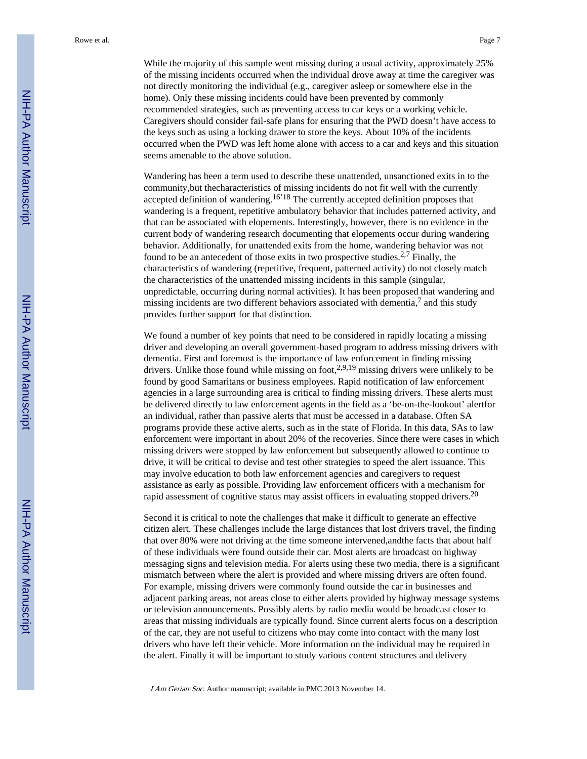While the majority of this sample went missing during a usual activity, approximately 25% of the missing incidents occurred when the individual drove away at time the caregiver was not directly monitoring the individual (e.g., caregiver asleep or somewhere else in the home). Only these missing incidents could have been prevented by commonly recommended strategies, such as preventing access to car keys or a working vehicle. Caregivers should consider fail-safe plans for ensuring that the PWD doesn't have access to the keys such as using a locking drawer to store the keys. About 10% of the incidents occurred when the PWD was left home alone with access to a car and keys and this situation seems amenable to the above solution.

Wandering has been a term used to describe these unattended, unsanctioned exits in to the community,but thecharacteristics of missing incidents do not fit well with the currently accepted definition of wandering.[16'18] The currently accepted definition proposes that wandering is a frequent, repetitive ambulatory behavior that includes patterned activity, and that can be associated with elopements. Interestingly, however, there is no evidence in the current body of wandering research documenting that elopements occur during wandering behavior. Additionally, for unattended exits from the home, wandering behavior was not found to be an antecedent of those exits in two prospective studies.[2,7] Finally, the characteristics of wandering (repetitive, frequent, patterned activity) do not closely match the characteristics of the unattended missing incidents in this sample (singular, unpredictable, occurring during normal activities). It has been proposed that wandering and missing incidents are two different behaviors associated with dementia,[7] and this study provides further support for that distinction.

We found a number of key points that need to be considered in rapidly locating a missing driver and developing an overall government-based program to address missing drivers with dementia. First and foremost is the importance of law enforcement in finding missing drivers. Unlike those found while missing on foot,[2,9,19] missing drivers were unlikely to be found by good Samaritans or business employees. Rapid notification of law enforcement agencies in a large surrounding area is critical to finding missing drivers. These alerts must be delivered directly to law enforcement agents in the field as a 'be-on-the-lookout' alertfor an individual, rather than passive alerts that must be accessed in a database. Often SA programs provide these active alerts, such as in the state of Florida. In this data, SAs to law enforcement were important in about 20% of the recoveries. Since there were cases in which missing drivers were stopped by law enforcement but subsequently allowed to continue to drive, it will be critical to devise and test other strategies to speed the alert issuance. This may involve education to both law enforcement agencies and caregivers to request assistance as early as possible. Providing law enforcement officers with a mechanism for rapid assessment of cognitive status may assist officers in evaluating stopped drivers.[20]

Second it is critical to note the challenges that make it difficult to generate an effective citizen alert. These challenges include the large distances that lost drivers travel, the finding that over 80% were not driving at the time someone intervened,andthe facts that about half of these individuals were found outside their car. Most alerts are broadcast on highway messaging signs and television media. For alerts using these two media, there is a significant mismatch between where the alert is provided and where missing drivers are often found. For example, missing drivers were commonly found outside the car in businesses and adjacent parking areas, not areas close to either alerts provided by highway message systems or television announcements. Possibly alerts by radio media would be broadcast closer to areas that missing individuals are typically found. Since current alerts focus on a description of the car, they are not useful to citizens who may come into contact with the many lost drivers who have left their vehicle. More information on the individual may be required in the alert. Finally it will be important to study various content structures and delivery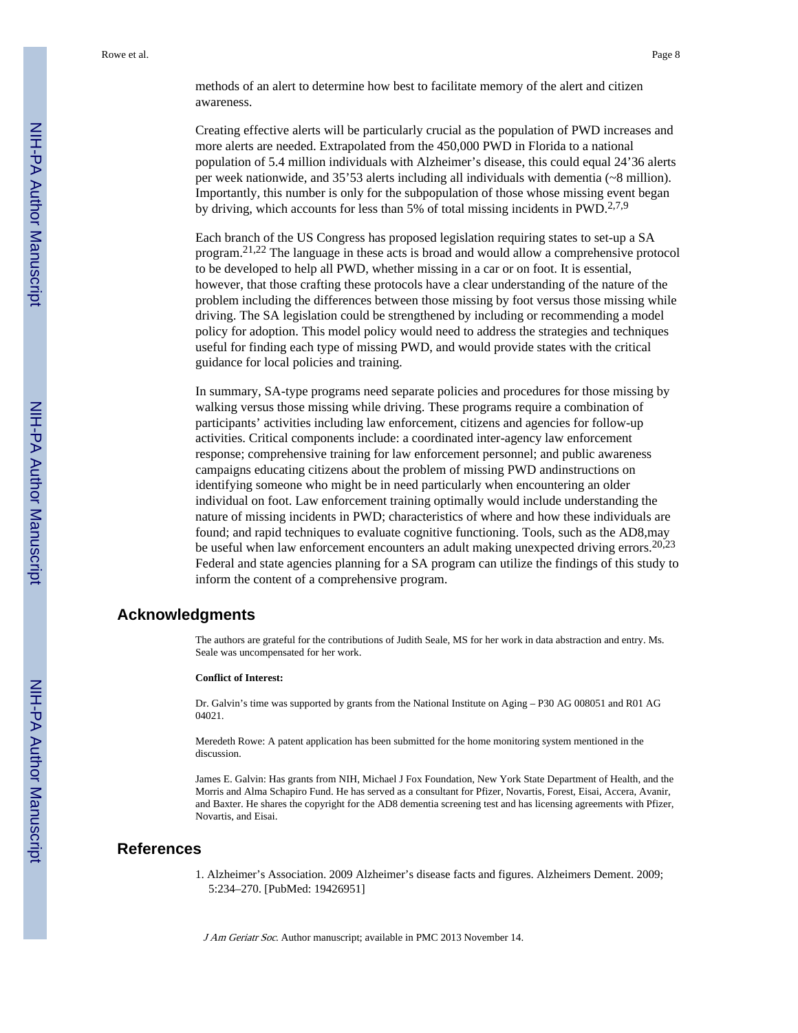methods of an alert to determine how best to facilitate memory of the alert and citizen awareness.

Creating effective alerts will be particularly crucial as the population of PWD increases and more alerts are needed. Extrapolated from the 450,000 PWD in Florida to a national population of 5.4 million individuals with Alzheimer's disease, this could equal 24'36 alerts per week nationwide, and 35'53 alerts including all individuals with dementia (~8 million). Importantly, this number is only for the subpopulation of those whose missing event began by driving, which accounts for less than 5% of total missing incidents in PWD.[2,7,9]

Each branch of the US Congress has proposed legislation requiring states to set-up a SA program.[21,22] The language in these acts is broad and would allow a comprehensive protocol to be developed to help all PWD, whether missing in a car or on foot. It is essential, however, that those crafting these protocols have a clear understanding of the nature of the problem including the differences between those missing by foot versus those missing while driving. The SA legislation could be strengthened by including or recommending a model policy for adoption. This model policy would need to address the strategies and techniques useful for finding each type of missing PWD, and would provide states with the critical guidance for local policies and training.

In summary, SA-type programs need separate policies and procedures for those missing by walking versus those missing while driving. These programs require a combination of participants' activities including law enforcement, citizens and agencies for follow-up activities. Critical components include: a coordinated inter-agency law enforcement response; comprehensive training for law enforcement personnel; and public awareness campaigns educating citizens about the problem of missing PWD andinstructions on identifying someone who might be in need particularly when encountering an older individual on foot. Law enforcement training optimally would include understanding the nature of missing incidents in PWD; characteristics of where and how these individuals are found; and rapid techniques to evaluate cognitive functioning. Tools, such as the AD8,may be useful when law enforcement encounters an adult making unexpected driving errors.[20,23] Federal and state agencies planning for a SA program can utilize the findings of this study to inform the content of a comprehensive program.

## Acknowledgments

The authors are grateful for the contributions of Judith Seale, MS for her work in data abstraction and entry. Ms. Seale was uncompensated for her work.

**Conflict of Interest:**

Dr. Galvin's time was supported by grants from the National Institute on Aging – P30 AG 008051 and R01 AG 04021.

Meredeth Rowe: A patent application has been submitted for the home monitoring system mentioned in the discussion.

James E. Galvin: Has grants from NIH, Michael J Fox Foundation, New York State Department of Health, and the Morris and Alma Schapiro Fund. He has served as a consultant for Pfizer, Novartis, Forest, Eisai, Accera, Avanir, and Baxter. He shares the copyright for the AD8 dementia screening test and has licensing agreements with Pfizer, Novartis, and Eisai.

## References

1. Alzheimer's Association. 2009 Alzheimer's disease facts and figures. Alzheimers Dement. 2009; 5:234–270. [PubMed: 19426951]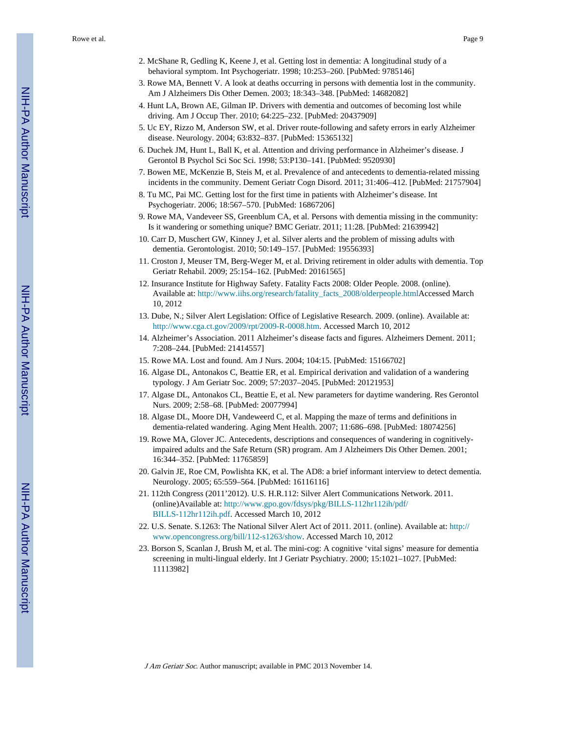2. McShane R, Gedling K, Keene J, et al. Getting lost in dementia: A longitudinal study of a behavioral symptom. Int Psychogeriatr. 1998; 10:253–260. [PubMed: 9785146]
3. Rowe MA, Bennett V. A look at deaths occurring in persons with dementia lost in the community. Am J Alzheimers Dis Other Demen. 2003; 18:343–348. [PubMed: 14682082]
4. Hunt LA, Brown AE, Gilman IP. Drivers with dementia and outcomes of becoming lost while driving. Am J Occup Ther. 2010; 64:225–232. [PubMed: 20437909]
5. Uc EY, Rizzo M, Anderson SW, et al. Driver route-following and safety errors in early Alzheimer disease. Neurology. 2004; 63:832–837. [PubMed: 15365132]
6. Duchek JM, Hunt L, Ball K, et al. Attention and driving performance in Alzheimer's disease. J Gerontol B Psychol Sci Soc Sci. 1998; 53:P130–141. [PubMed: 9520930]
7. Bowen ME, McKenzie B, Steis M, et al. Prevalence of and antecedents to dementia-related missing incidents in the community. Dement Geriatr Cogn Disord. 2011; 31:406–412. [PubMed: 21757904]
8. Tu MC, Pai MC. Getting lost for the first time in patients with Alzheimer's disease. Int Psychogeriatr. 2006; 18:567–570. [PubMed: 16867206]
9. Rowe MA, Vandeveer SS, Greenblum CA, et al. Persons with dementia missing in the community: Is it wandering or something unique? BMC Geriatr. 2011; 11:28. [PubMed: 21639942]
10. Carr D, Muschert GW, Kinney J, et al. Silver alerts and the problem of missing adults with dementia. Gerontologist. 2010; 50:149–157. [PubMed: 19556393]
11. Croston J, Meuser TM, Berg-Weger M, et al. Driving retirement in older adults with dementia. Top Geriatr Rehabil. 2009; 25:154–162. [PubMed: 20161565]
12. Insurance Institute for Highway Safety. Fatality Facts 2008: Older People. 2008. (online). Available at: http://www.iihs.org/research/fatality_facts_2008/olderpeople.htmlAccessed March 10, 2012
13. Dube, N.; Silver Alert Legislation: Office of Legislative Research. 2009. (online). Available at: http://www.cga.ct.gov/2009/rpt/2009-R-0008.htm. Accessed March 10, 2012
14. Alzheimer's Association. 2011 Alzheimer's disease facts and figures. Alzheimers Dement. 2011; 7:208–244. [PubMed: 21414557]
15. Rowe MA. Lost and found. Am J Nurs. 2004; 104:15. [PubMed: 15166702]
16. Algase DL, Antonakos C, Beattie ER, et al. Empirical derivation and validation of a wandering typology. J Am Geriatr Soc. 2009; 57:2037–2045. [PubMed: 20121953]
17. Algase DL, Antonakos CL, Beattie E, et al. New parameters for daytime wandering. Res Gerontol Nurs. 2009; 2:58–68. [PubMed: 20077994]
18. Algase DL, Moore DH, Vandeweerd C, et al. Mapping the maze of terms and definitions in dementia-related wandering. Aging Ment Health. 2007; 11:686–698. [PubMed: 18074256]
19. Rowe MA, Glover JC. Antecedents, descriptions and consequences of wandering in cognitively-impaired adults and the Safe Return (SR) program. Am J Alzheimers Dis Other Demen. 2001; 16:344–352. [PubMed: 11765859]
20. Galvin JE, Roe CM, Powlishta KK, et al. The AD8: a brief informant interview to detect dementia. Neurology. 2005; 65:559–564. [PubMed: 16116116]
21. 112th Congress (2011'2012). U.S. H.R.112: Silver Alert Communications Network. 2011. (online)Available at: http://www.gpo.gov/fdsys/pkg/BILLS-112hr112ih/pdf/BILLS-112hr112ih.pdf. Accessed March 10, 2012
22. U.S. Senate. S.1263: The National Silver Alert Act of 2011. 2011. (online). Available at: http://www.opencongress.org/bill/112-s1263/show. Accessed March 10, 2012
23. Borson S, Scanlan J, Brush M, et al. The mini-cog: A cognitive 'vital signs' measure for dementia screening in multi-lingual elderly. Int J Geriatr Psychiatry. 2000; 15:1021–1027. [PubMed: 11113982]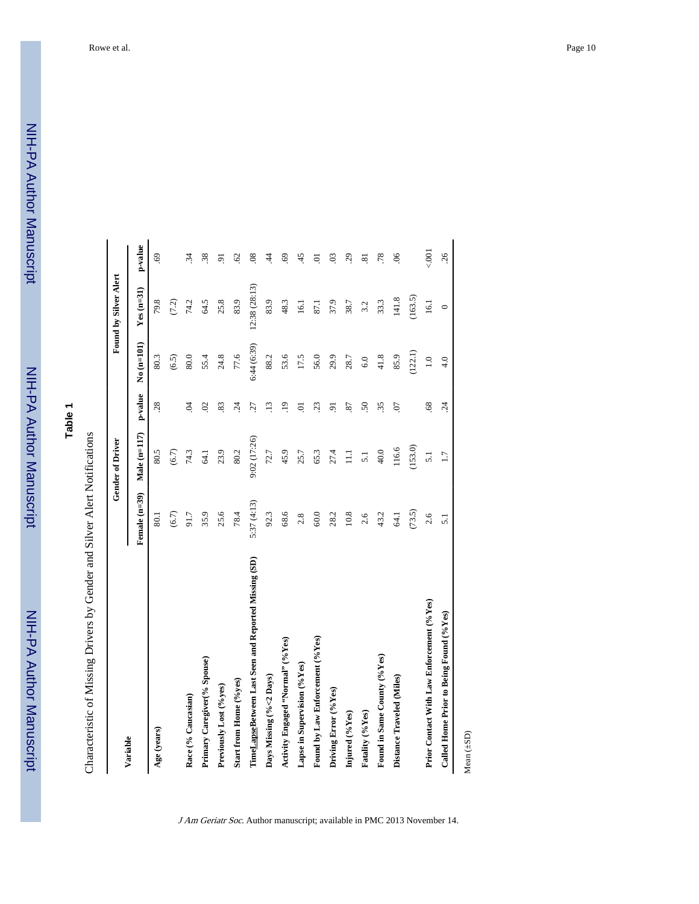## Table 1

Characteristic of Missing Drivers by Gender and Silver Alert Notifications

| Variable | Gender of Driver | | | Found by Silver Alert | | |
|---|---|---|---|---|---|---|
| | Female (n=39) | Male (n=117) | p-value | No (n=101) | Yes (n=31) | p-value |
| Age (years) | 80.1 | 80.5 | .28 | 80.3 | 79.8 | .69 |
| | (6.7) | (6.7) | | (6.5) | (7.2) | |
| Race (% Caucasian) | 91.7 | 74.3 | .04 | 80.0 | 74.2 | .34 |
| Primary Caregiver(% Spouse) | 35.9 | 64.1 | .02 | 55.4 | 64.5 | .38 |
| Previously Lost (%yes) | 25.6 | 23.9 | .83 | 24.8 | 25.8 | .91 |
| Start from Home (%yes) | 78.4 | 80.2 | .24 | 77.6 | 83.9 | .62 |
| Time Lapse Between Last Seen and Reported Missing (SD) | 5:37 (4:13) | 9:02 (17:26) | .27 | 6:44 (6:39) | 12:38 (28:13) | .08 |
| Days Missing (%<2 Days) | 92.3 | 72.7 | .13 | 88.2 | 83.9 | .44 |
| Activity Engaged "Normal" (%Yes) | 68.6 | 45.9 | .19 | 53.6 | 48.3 | .69 |
| Lapse in Supervision (%Yes) | 2.8 | 25.7 | .01 | 17.5 | 16.1 | .45 |
| Found by Law Enforcement (%Yes) | 60.0 | 65.3 | .23 | 56.0 | 87.1 | .01 |
| Driving Error (%Yes) | 28.2 | 27.4 | .91 | 29.9 | 37.9 | .03 |
| Injured (%Yes) | 10.8 | 11.1 | .87 | 28.7 | 38.7 | .29 |
| Fatality (%Yes) | 2.6 | 5.1 | .50 | 6.0 | 3.2 | .81 |
| Found in Same County (%Yes) | 43.2 | 40.0 | .35 | 41.8 | 33.3 | .78 |
| Distance Traveled (Miles) | 64.1 | 116.6 | .07 | 85.9 | 141.8 | .06 |
| | (73.5) | (153.0) | | (122.1) | (163.5) | |
| Prior Contact With Law Enforcement (%Yes) | 2.6 | 5.1 | .68 | 1.0 | 16.1 | <.001 |
| Called Home Prior to Being Found (%Yes) | 5.1 | 1.7 | .24 | 4.0 | 0 | .26 |

Mean (±SD)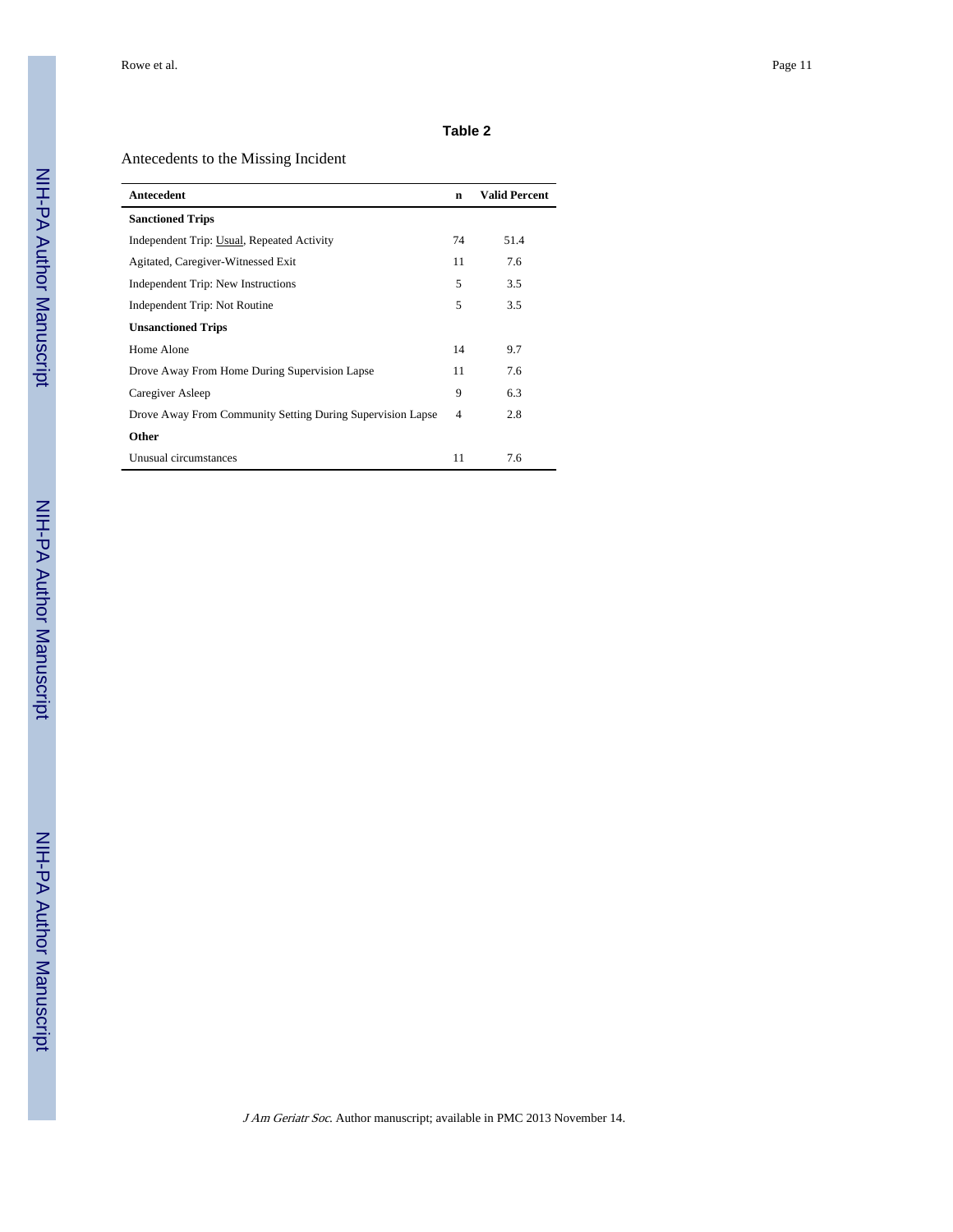**Table 2**

Antecedents to the Missing Incident

| Antecedent | n | Valid Percent |
|---|---|---|
| **Sanctioned Trips** | | |
| Independent Trip: <u>Usual</u>, Repeated Activity | 74 | 51.4 |
| Agitated, Caregiver-Witnessed Exit | 11 | 7.6 |
| Independent Trip: New Instructions | 5 | 3.5 |
| Independent Trip: Not Routine | 5 | 3.5 |
| **Unsanctioned Trips** | | |
| Home Alone | 14 | 9.7 |
| Drove Away From Home During Supervision Lapse | 11 | 7.6 |
| Caregiver Asleep | 9 | 6.3 |
| Drove Away From Community Setting During Supervision Lapse | 4 | 2.8 |
| **Other** | | |
| Unusual circumstances | 11 | 7.6 |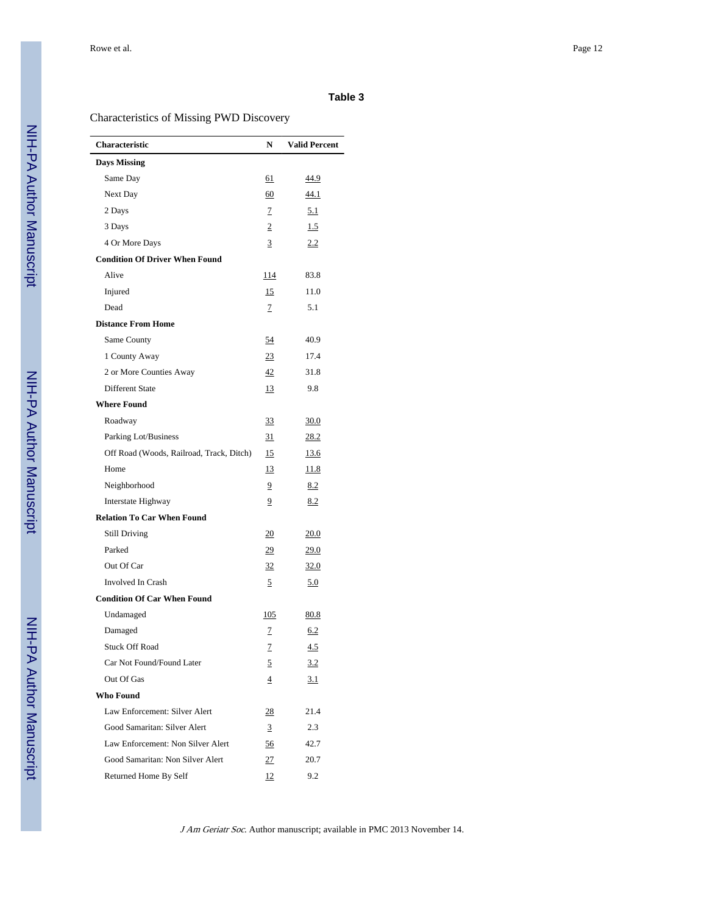**Table 3**

Characteristics of Missing PWD Discovery

| Characteristic | N | Valid Percent |
|---|---|---|
| **Days Missing** | | |
| Same Day | 61 | 44.9 |
| Next Day | 60 | 44.1 |
| 2 Days | 7 | 5.1 |
| 3 Days | 2 | 1.5 |
| 4 Or More Days | 3 | 2.2 |
| **Condition Of Driver When Found** | | |
| Alive | 114 | 83.8 |
| Injured | 15 | 11.0 |
| Dead | 7 | 5.1 |
| **Distance From Home** | | |
| Same County | 54 | 40.9 |
| 1 County Away | 23 | 17.4 |
| 2 or More Counties Away | 42 | 31.8 |
| Different State | 13 | 9.8 |
| **Where Found** | | |
| Roadway | 33 | 30.0 |
| Parking Lot/Business | 31 | 28.2 |
| Off Road (Woods, Railroad, Track, Ditch) | 15 | 13.6 |
| Home | 13 | 11.8 |
| Neighborhood | 9 | 8.2 |
| Interstate Highway | 9 | 8.2 |
| **Relation To Car When Found** | | |
| Still Driving | 20 | 20.0 |
| Parked | 29 | 29.0 |
| Out Of Car | 32 | 32.0 |
| Involved In Crash | 5 | 5.0 |
| **Condition Of Car When Found** | | |
| Undamaged | 105 | 80.8 |
| Damaged | 7 | 6.2 |
| Stuck Off Road | 7 | 4.5 |
| Car Not Found/Found Later | 5 | 3.2 |
| Out Of Gas | 4 | 3.1 |
| **Who Found** | | |
| Law Enforcement: Silver Alert | 28 | 21.4 |
| Good Samaritan: Silver Alert | 3 | 2.3 |
| Law Enforcement: Non Silver Alert | 56 | 42.7 |
| Good Samaritan: Non Silver Alert | 27 | 20.7 |
| Returned Home By Self | 12 | 9.2 |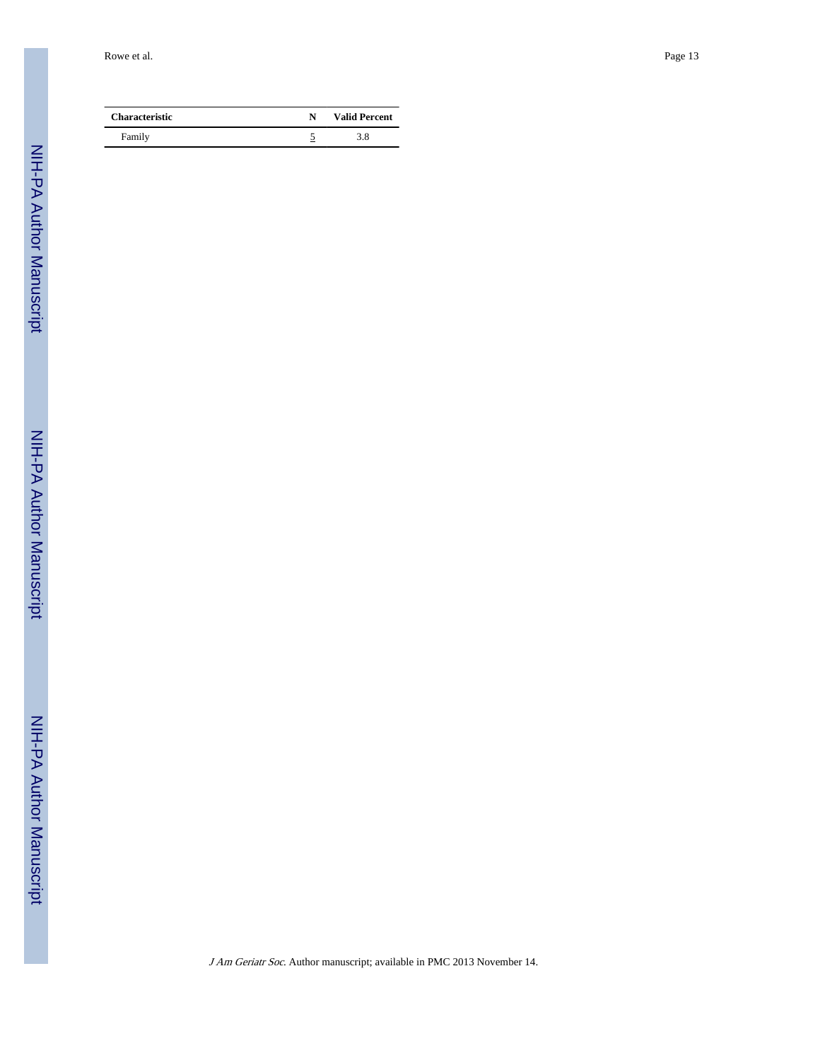| Characteristic | N | Valid Percent |
|---|---|---|
| Family | 5 | 3.8 |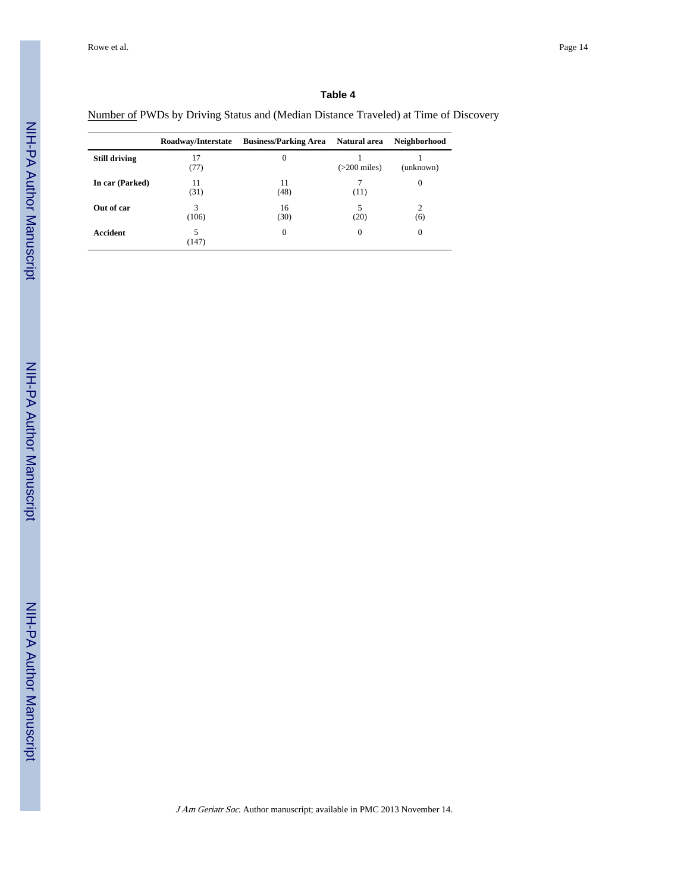## Table 4

Number of PWDs by Driving Status and (Median Distance Traveled) at Time of Discovery

| | Roadway/Interstate | Business/Parking Area | Natural area | Neighborhood |
|---|---|---|---|---|
| **Still driving** | 17 (77) | 0 | 1 (>200 miles) | 1 (unknown) |
| **In car (Parked)** | 11 (31) | 11 (48) | 7 (11) | 0 |
| **Out of car** | 3 (106) | 16 (30) | 5 (20) | 2 (6) |
| **Accident** | 5 (147) | 0 | 0 | 0 |